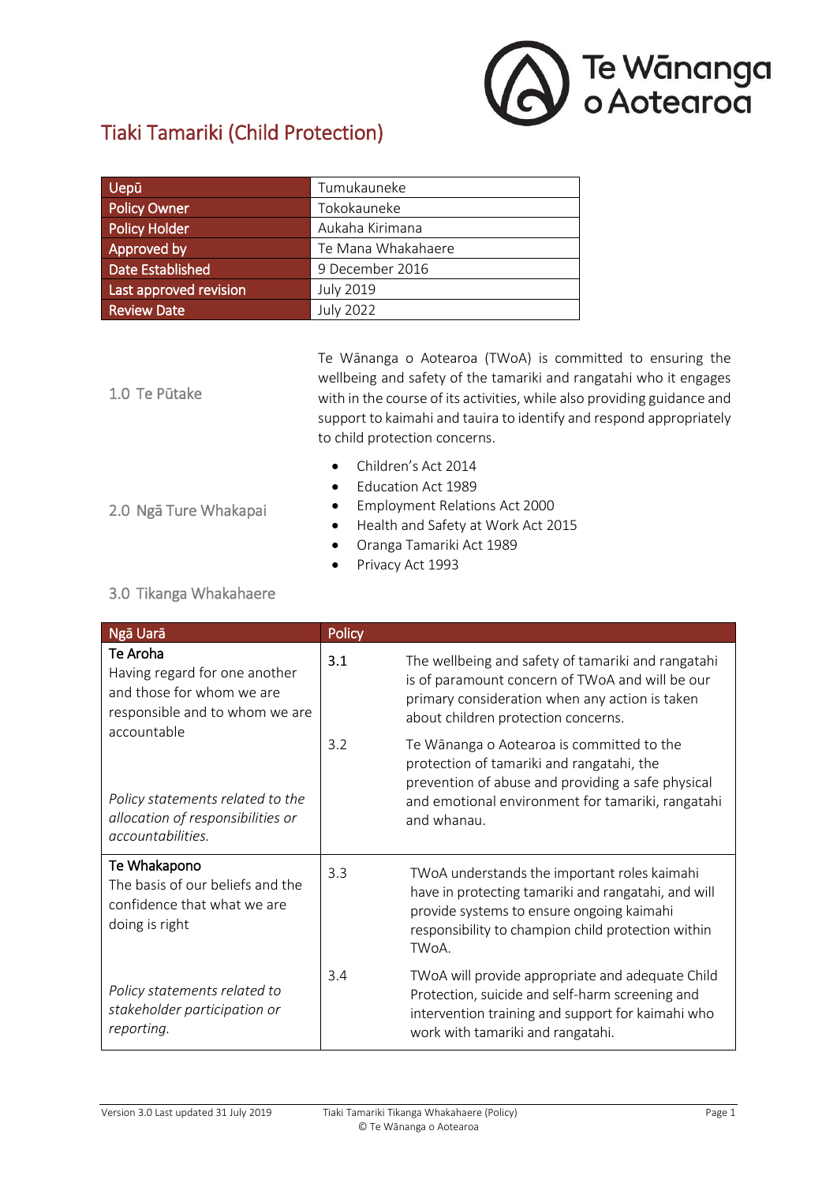# Tiaki Tamariki (Child Protection)

| Uepū | Tumukauneke |
|---|---|
| Policy Owner | Tokokauneke |
| Policy Holder | Aukaha Kirimana |
| Approved by | Te Mana Whakahaere |
| Date Established | 9 December 2016 |
| Last approved revision | July 2019 |
| Review Date | July 2022 |

## 1.0 Te Pūtake

Te Wānanga o Aotearoa (TWoA) is committed to ensuring the wellbeing and safety of the tamariki and rangatahi who it engages with in the course of its activities, while also providing guidance and support to kaimahi and tauira to identify and respond appropriately to child protection concerns.

## 2.0 Ngā Ture Whakapai

- Children's Act 2014
- Education Act 1989
- Employment Relations Act 2000
- Health and Safety at Work Act 2015
- Oranga Tamariki Act 1989
- Privacy Act 1993

## 3.0 Tikanga Whakahaere

| Ngā Uarā | Policy | |
|---|---|---|
| **Te Aroha**<br>Having regard for one another and those for whom we are responsible and to whom we are accountable<br><br>*Policy statements related to the allocation of responsibilities or accountabilities.* | 3.1 | The wellbeing and safety of tamariki and rangatahi is of paramount concern of TWoA and will be our primary consideration when any action is taken about children protection concerns. |
| | 3.2 | Te Wānanga o Aotearoa is committed to the protection of tamariki and rangatahi, the prevention of abuse and providing a safe physical and emotional environment for tamariki, rangatahi and whanau. |
| **Te Whakapono**<br>The basis of our beliefs and the confidence that what we are doing is right<br><br>*Policy statements related to stakeholder participation or reporting.* | 3.3 | TWoA understands the important roles kaimahi have in protecting tamariki and rangatahi, and will provide systems to ensure ongoing kaimahi responsibility to champion child protection within TWoA. |
| | 3.4 | TWoA will provide appropriate and adequate Child Protection, suicide and self-harm screening and intervention training and support for kaimahi who work with tamariki and rangatahi. |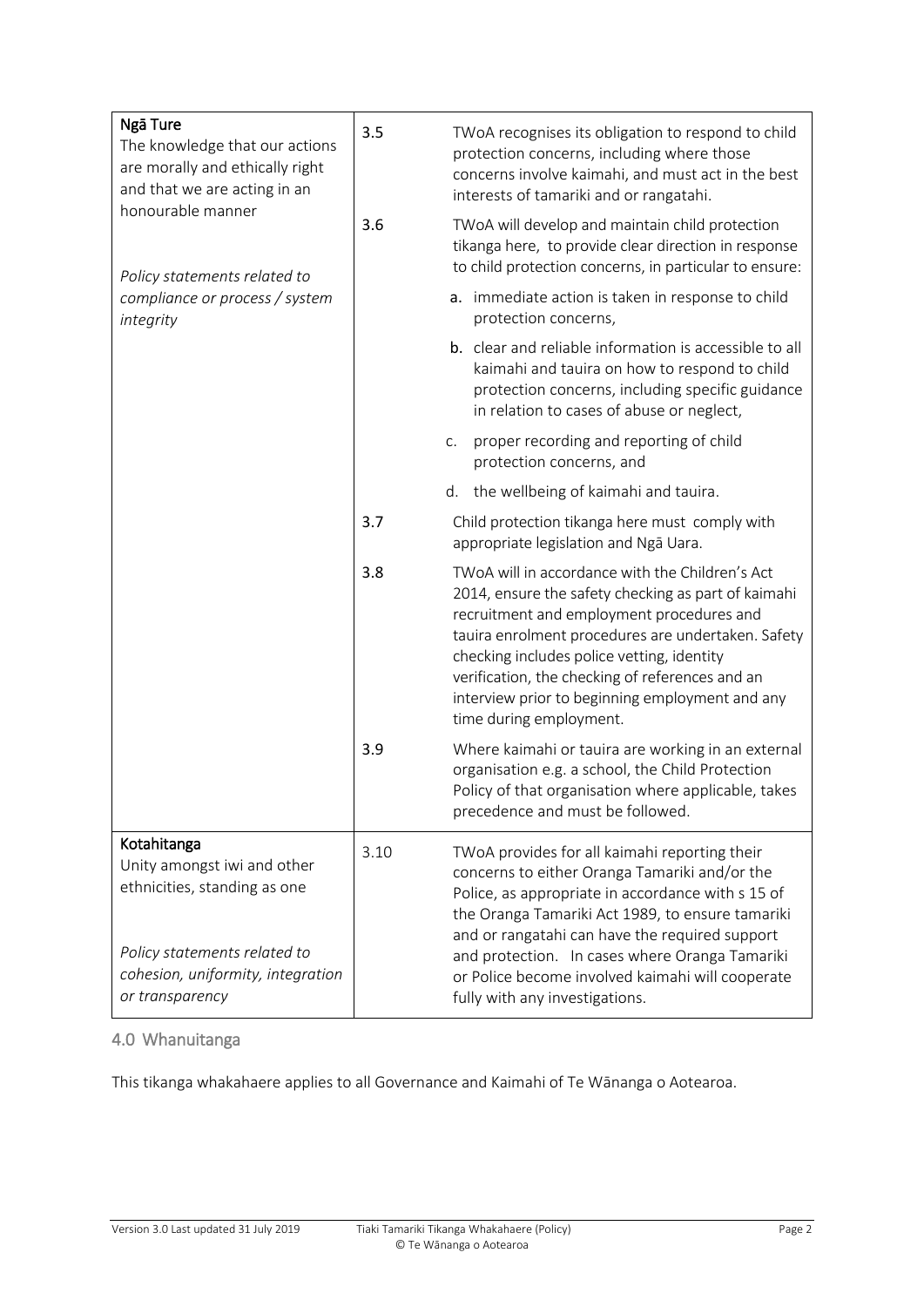| | | |
|---|---|---|
| **Ngā Ture**<br>The knowledge that our actions are morally and ethically right and that we are acting in an honourable manner<br><br>*Policy statements related to compliance or process / system integrity* | 3.5 | TWoA recognises its obligation to respond to child protection concerns, including where those concerns involve kaimahi, and must act in the best interests of tamariki and or rangatahi. |
| | 3.6 | TWoA will develop and maintain child protection tikanga here, to provide clear direction in response to child protection concerns, in particular to ensure:<br>a. immediate action is taken in response to child protection concerns,<br>b. clear and reliable information is accessible to all kaimahi and tauira on how to respond to child protection concerns, including specific guidance in relation to cases of abuse or neglect,<br>c. proper recording and reporting of child protection concerns, and<br>d. the wellbeing of kaimahi and tauira. |
| | 3.7 | Child protection tikanga here must comply with appropriate legislation and Ngā Uara. |
| | 3.8 | TWoA will in accordance with the Children's Act 2014, ensure the safety checking as part of kaimahi recruitment and employment procedures and tauira enrolment procedures are undertaken. Safety checking includes police vetting, identity verification, the checking of references and an interview prior to beginning employment and any time during employment. |
| | 3.9 | Where kaimahi or tauira are working in an external organisation e.g. a school, the Child Protection Policy of that organisation where applicable, takes precedence and must be followed. |
| **Kotahitanga**<br>Unity amongst iwi and other ethnicities, standing as one<br><br>*Policy statements related to cohesion, uniformity, integration or transparency* | 3.10 | TWoA provides for all kaimahi reporting their concerns to either Oranga Tamariki and/or the Police, as appropriate in accordance with s 15 of the Oranga Tamariki Act 1989, to ensure tamariki and or rangatahi can have the required support and protection. In cases where Oranga Tamariki or Police become involved kaimahi will cooperate fully with any investigations. |

## 4.0 Whanuitanga

This tikanga whakahaere applies to all Governance and Kaimahi of Te Wānanga o Aotearoa.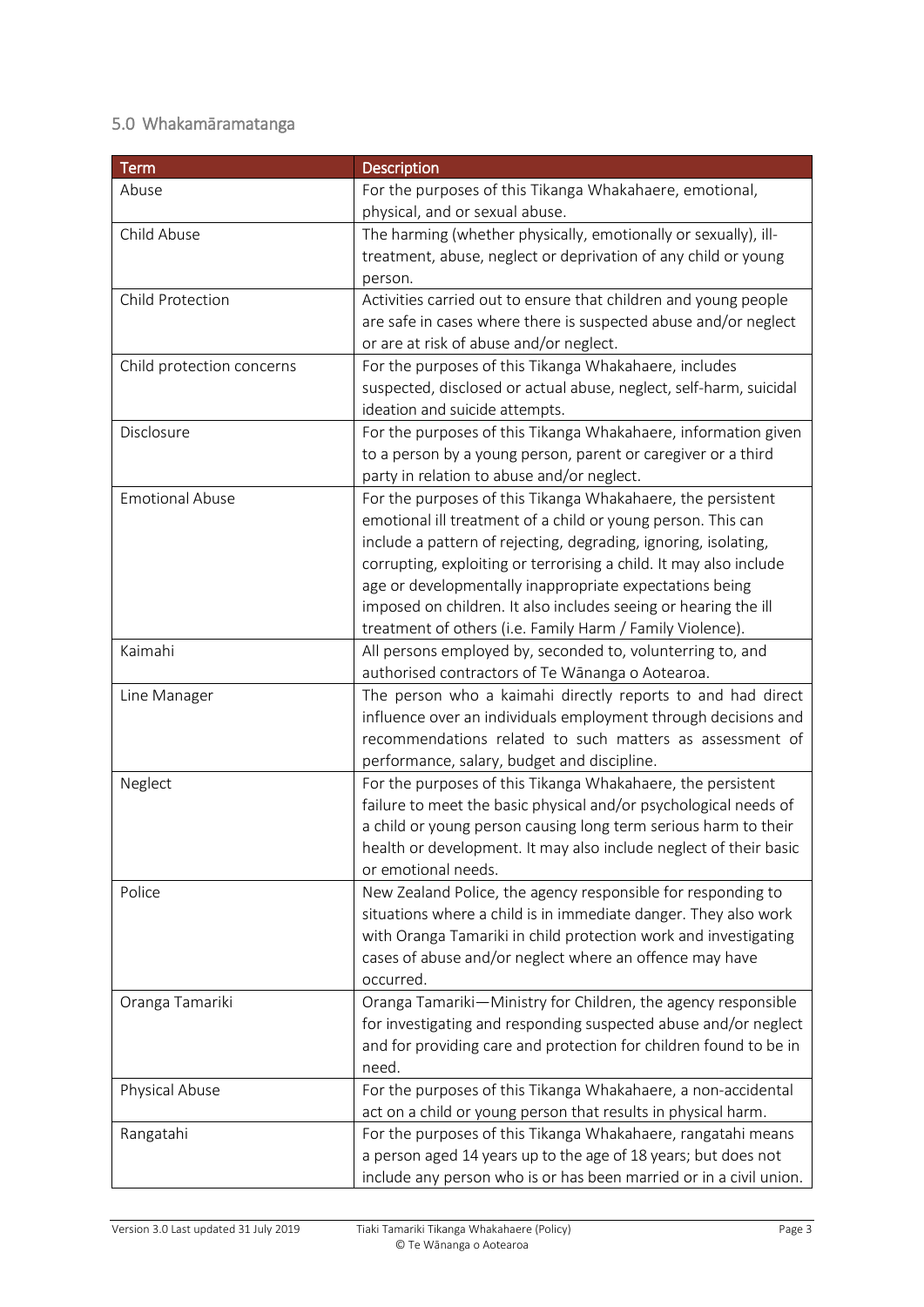## 5.0 Whakamāramatanga

| Term | Description |
|---|---|
| Abuse | For the purposes of this Tikanga Whakahaere, emotional, physical, and or sexual abuse. |
| Child Abuse | The harming (whether physically, emotionally or sexually), ill-treatment, abuse, neglect or deprivation of any child or young person. |
| Child Protection | Activities carried out to ensure that children and young people are safe in cases where there is suspected abuse and/or neglect or are at risk of abuse and/or neglect. |
| Child protection concerns | For the purposes of this Tikanga Whakahaere, includes suspected, disclosed or actual abuse, neglect, self-harm, suicidal ideation and suicide attempts. |
| Disclosure | For the purposes of this Tikanga Whakahaere, information given to a person by a young person, parent or caregiver or a third party in relation to abuse and/or neglect. |
| Emotional Abuse | For the purposes of this Tikanga Whakahaere, the persistent emotional ill treatment of a child or young person. This can include a pattern of rejecting, degrading, ignoring, isolating, corrupting, exploiting or terrorising a child. It may also include age or developmentally inappropriate expectations being imposed on children. It also includes seeing or hearing the ill treatment of others (i.e. Family Harm / Family Violence). |
| Kaimahi | All persons employed by, seconded to, volunterring to, and authorised contractors of Te Wānanga o Aotearoa. |
| Line Manager | The person who a kaimahi directly reports to and had direct influence over an individuals employment through decisions and recommendations related to such matters as assessment of performance, salary, budget and discipline. |
| Neglect | For the purposes of this Tikanga Whakahaere, the persistent failure to meet the basic physical and/or psychological needs of a child or young person causing long term serious harm to their health or development. It may also include neglect of their basic or emotional needs. |
| Police | New Zealand Police, the agency responsible for responding to situations where a child is in immediate danger. They also work with Oranga Tamariki in child protection work and investigating cases of abuse and/or neglect where an offence may have occurred. |
| Oranga Tamariki | Oranga Tamariki—Ministry for Children, the agency responsible for investigating and responding suspected abuse and/or neglect and for providing care and protection for children found to be in need. |
| Physical Abuse | For the purposes of this Tikanga Whakahaere, a non-accidental act on a child or young person that results in physical harm. |
| Rangatahi | For the purposes of this Tikanga Whakahaere, rangatahi means a person aged 14 years up to the age of 18 years; but does not include any person who is or has been married or in a civil union. |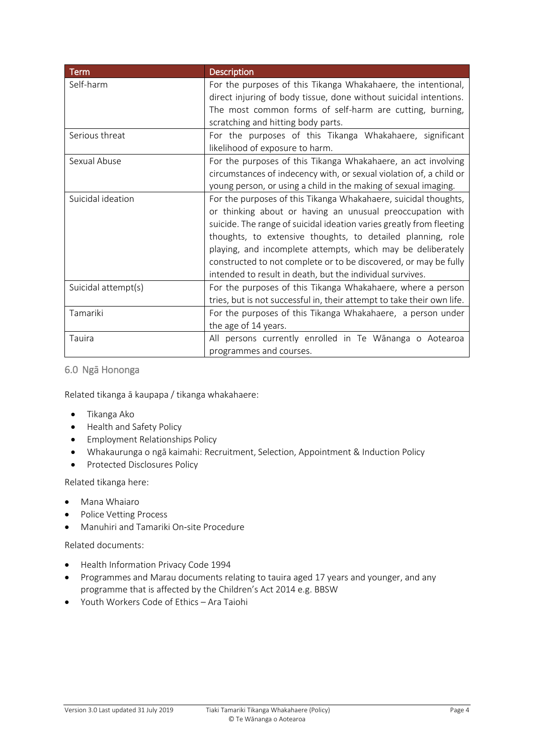| Term | Description |
| --- | --- |
| Self-harm | For the purposes of this Tikanga Whakahaere, the intentional, direct injuring of body tissue, done without suicidal intentions. The most common forms of self-harm are cutting, burning, scratching and hitting body parts. |
| Serious threat | For the purposes of this Tikanga Whakahaere, significant likelihood of exposure to harm. |
| Sexual Abuse | For the purposes of this Tikanga Whakahaere, an act involving circumstances of indecency with, or sexual violation of, a child or young person, or using a child in the making of sexual imaging. |
| Suicidal ideation | For the purposes of this Tikanga Whakahaere, suicidal thoughts, or thinking about or having an unusual preoccupation with suicide. The range of suicidal ideation varies greatly from fleeting thoughts, to extensive thoughts, to detailed planning, role playing, and incomplete attempts, which may be deliberately constructed to not complete or to be discovered, or may be fully intended to result in death, but the individual survives. |
| Suicidal attempt(s) | For the purposes of this Tikanga Whakahaere, where a person tries, but is not successful in, their attempt to take their own life. |
| Tamariki | For the purposes of this Tikanga Whakahaere, a person under the age of 14 years. |
| Tauira | All persons currently enrolled in Te Wānanga o Aotearoa programmes and courses. |

## 6.0 Ngā Hononga

Related tikanga ā kaupapa / tikanga whakahaere:

- Tikanga Ako
- Health and Safety Policy
- Employment Relationships Policy
- Whakaurunga o ngā kaimahi: Recruitment, Selection, Appointment & Induction Policy
- Protected Disclosures Policy

Related tikanga here:

- Mana Whaiaro
- Police Vetting Process
- Manuhiri and Tamariki On-site Procedure

Related documents:

- Health Information Privacy Code 1994
- Programmes and Marau documents relating to tauira aged 17 years and younger, and any programme that is affected by the Children's Act 2014 e.g. BBSW
- Youth Workers Code of Ethics – Ara Taiohi